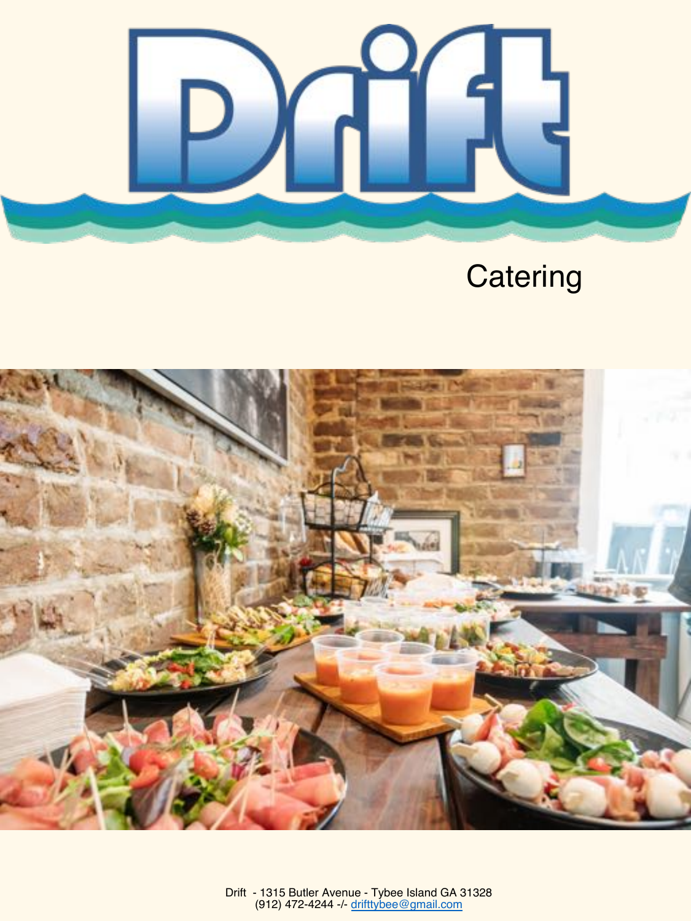# Drift

## Catering

Drift - 1315 Butler Avenue - Tybee Island GA 31328
(912) 472-4244 -/- [drifttybee@gmail.com](mailto:drifttybee@gmail.com)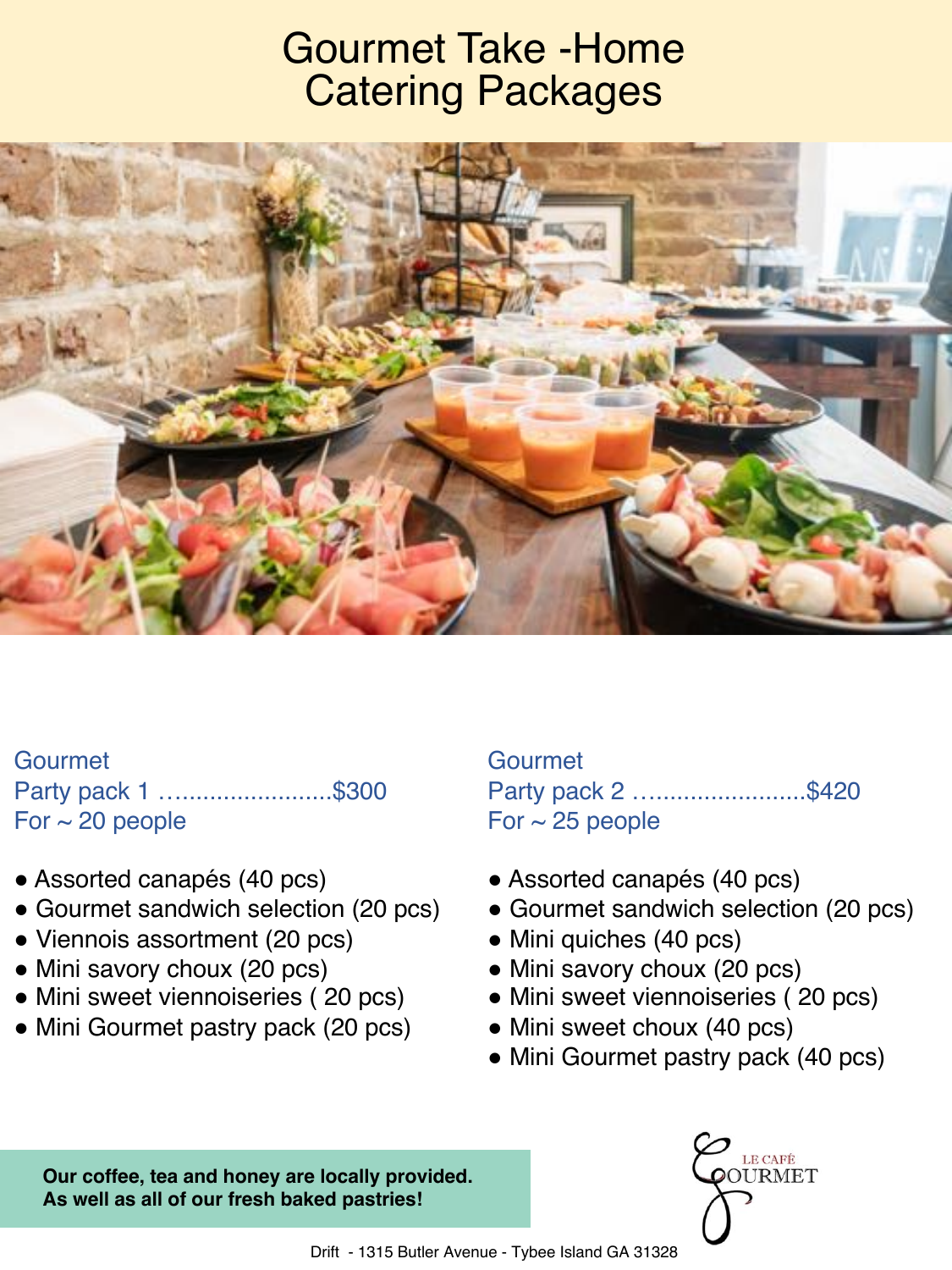# Gourmet Take -Home Catering Packages

**Gourmet**
**Party pack 1 ........................$300**
**For ~ 20 people**

- Assorted canapés (40 pcs)
- Gourmet sandwich selection (20 pcs)
- Viennois assortment (20 pcs)
- Mini savory choux (20 pcs)
- Mini sweet viennoiseries ( 20 pcs)
- Mini Gourmet pastry pack (20 pcs)

**Gourmet**
**Party pack 2 ........................$420**
**For ~ 25 people**

- Assorted canapés (40 pcs)
- Gourmet sandwich selection (20 pcs)
- Mini quiches (40 pcs)
- Mini savory choux (20 pcs)
- Mini sweet viennoiseries ( 20 pcs)
- Mini sweet choux (40 pcs)
- Mini Gourmet pastry pack (40 pcs)

**Our coffee, tea and honey are locally provided.**
**As well as all of our fresh baked pastries!**

LE CAFÉ GOURMET

Drift - 1315 Butler Avenue - Tybee Island GA 31328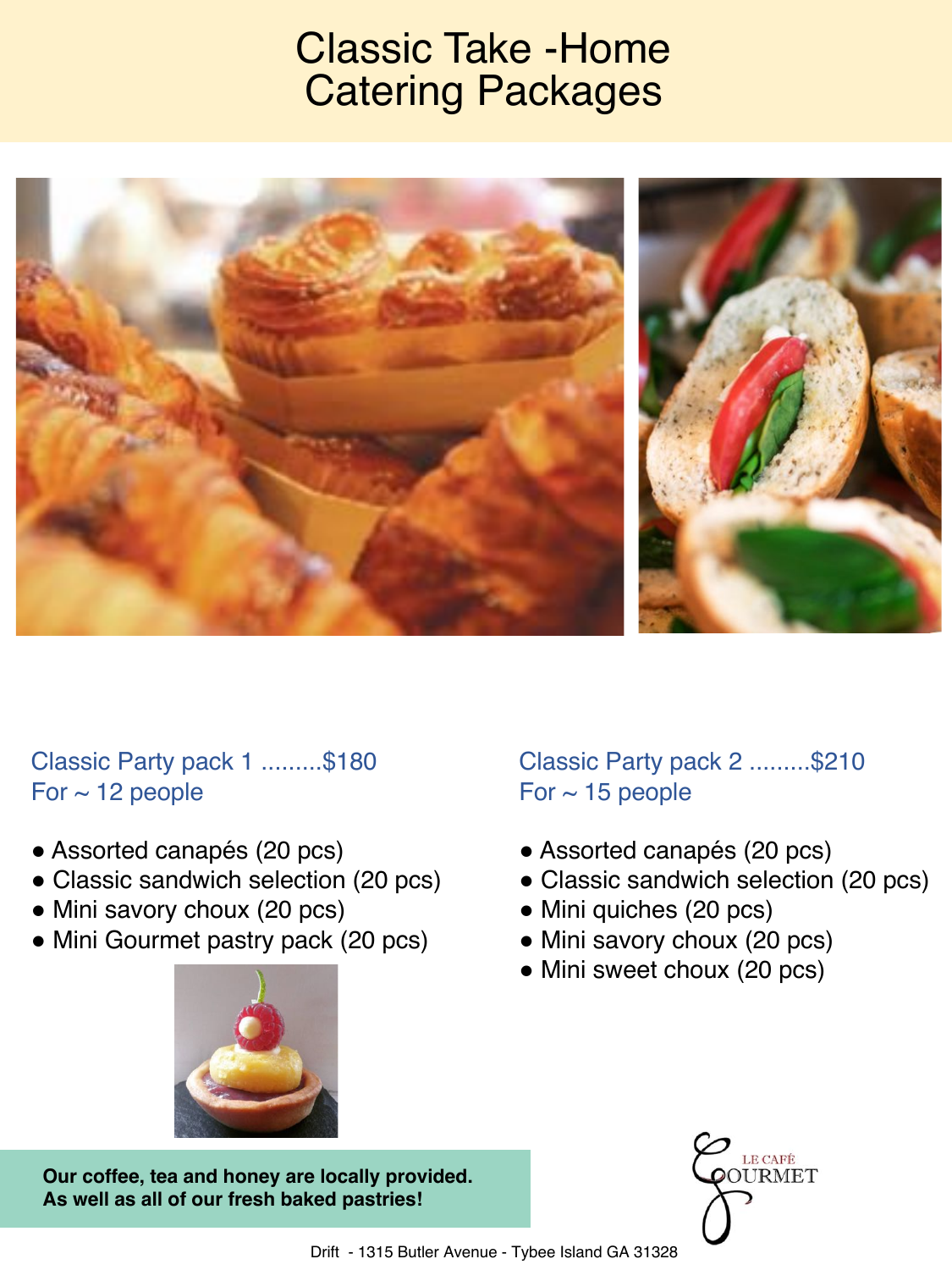# Classic Take -Home Catering Packages

## Classic Party pack 1 .........$180
For ~ 12 people

- Assorted canapés (20 pcs)
- Classic sandwich selection (20 pcs)
- Mini savory choux (20 pcs)
- Mini Gourmet pastry pack (20 pcs)

## Classic Party pack 2 .........$210
For ~ 15 people

- Assorted canapés (20 pcs)
- Classic sandwich selection (20 pcs)
- Mini quiches (20 pcs)
- Mini savory choux (20 pcs)
- Mini sweet choux (20 pcs)

**Our coffee, tea and honey are locally provided.**
**As well as all of our fresh baked pastries!**

LE CAFÉ GOURMET

Drift - 1315 Butler Avenue - Tybee Island GA 31328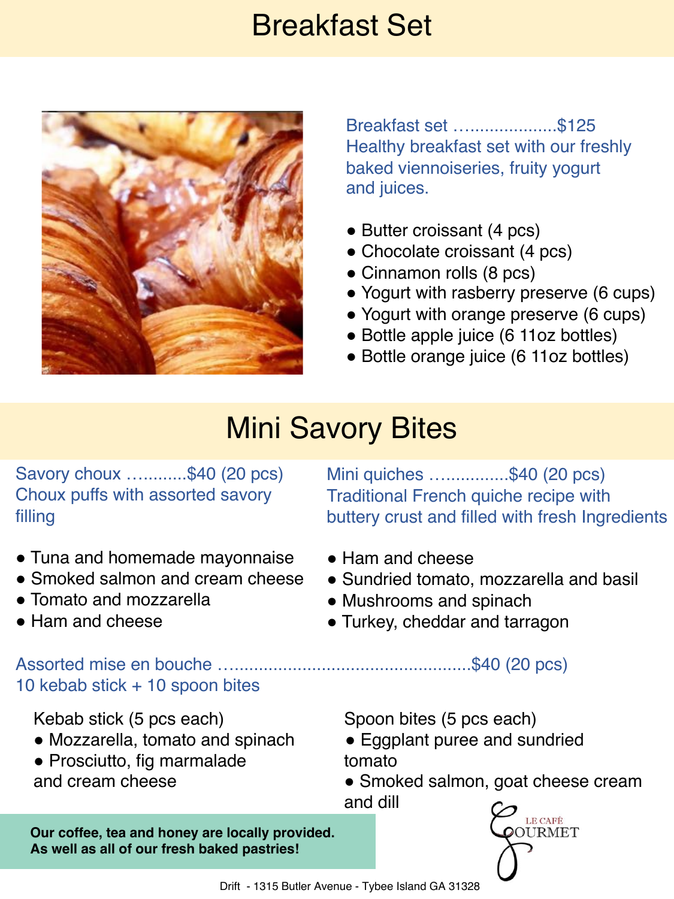# Breakfast Set

Breakfast set ………………..$125
Healthy breakfast set with our freshly baked viennoiseries, fruity yogurt and juices.

- Butter croissant (4 pcs)
- Chocolate croissant (4 pcs)
- Cinnamon rolls (8 pcs)
- Yogurt with rasberry preserve (6 cups)
- Yogurt with orange preserve (6 cups)
- Bottle apple juice (6 11oz bottles)
- Bottle orange juice (6 11oz bottles)

# Mini Savory Bites

Savory choux ………..$40 (20 pcs)
Choux puffs with assorted savory filling

- Tuna and homemade mayonnaise
- Smoked salmon and cream cheese
- Tomato and mozzarella
- Ham and cheese

Mini quiches …………….$40 (20 pcs)
Traditional French quiche recipe with buttery crust and filled with fresh Ingredients

- Ham and cheese
- Sundried tomato, mozzarella and basil
- Mushrooms and spinach
- Turkey, cheddar and tarragon

Assorted mise en bouche ……………………………………………$40 (20 pcs)
10 kebab stick + 10 spoon bites

Kebab stick (5 pcs each)

- Mozzarella, tomato and spinach
- Prosciutto, fig marmalade and cream cheese

Spoon bites (5 pcs each)

- Eggplant puree and sundried tomato
- Smoked salmon, goat cheese cream and dill

**Our coffee, tea and honey are locally provided.**
**As well as all of our fresh baked pastries!**

LE CAFÉ GOURMET

Drift - 1315 Butler Avenue - Tybee Island GA 31328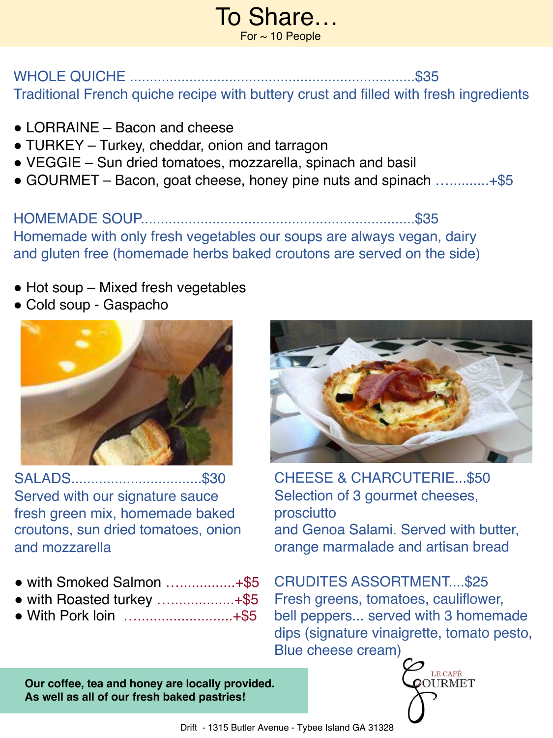# To Share…

For ~ 10 People

WHOLE QUICHE ........................................................................$35

Traditional French quiche recipe with buttery crust and filled with fresh ingredients

- LORRAINE – Bacon and cheese
- TURKEY – Turkey, cheddar, onion and tarragon
- VEGGIE – Sun dried tomatoes, mozzarella, spinach and basil
- GOURMET – Bacon, goat cheese, honey pine nuts and spinach .............+$5

HOMEMADE SOUP.....................................................................$35

Homemade with only fresh vegetables our soups are always vegan, dairy and gluten free (homemade herbs baked croutons are served on the side)

- Hot soup – Mixed fresh vegetables
- Cold soup - Gaspacho

SALADS.................................$30

Served with our signature sauce fresh green mix, homemade baked croutons, sun dried tomatoes, onion and mozzarella

- with Smoked Salmon .................+$5
- with Roasted turkey ...................+$5
- With Pork loin ...........................+$5

CHEESE & CHARCUTERIE...$50

Selection of 3 gourmet cheeses, prosciutto and Genoa Salami. Served with butter, orange marmalade and artisan bread

CRUDITES ASSORTMENT....$25

Fresh greens, tomatoes, cauliflower, bell peppers... served with 3 homemade dips (signature vinaigrette, tomato pesto, Blue cheese cream)

**Our coffee, tea and honey are locally provided. As well as all of our fresh baked pastries!**

LE CAFÉ GOURMET

Drift - 1315 Butler Avenue - Tybee Island GA 31328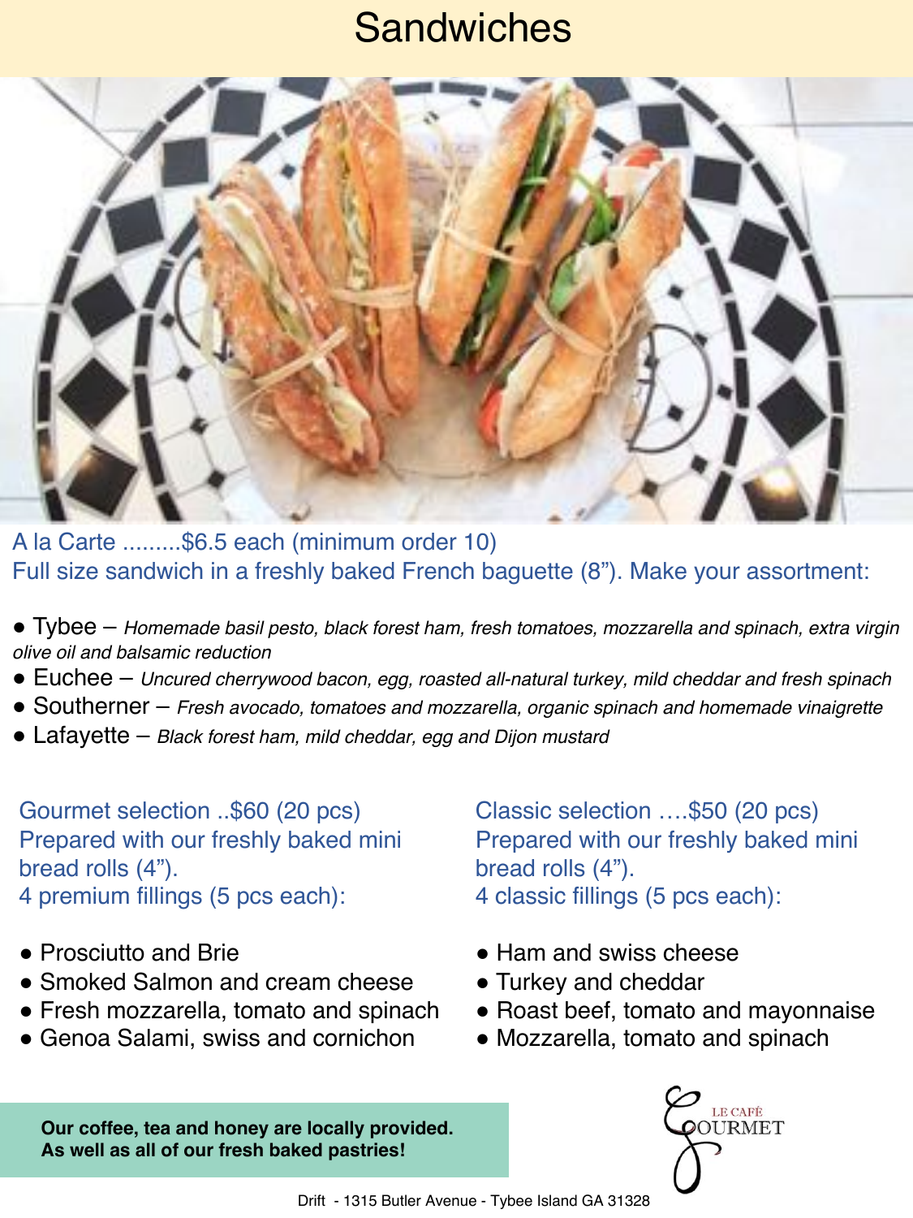# Sandwiches

A la Carte .........$6.5 each (minimum order 10)
Full size sandwich in a freshly baked French baguette (8"). Make your assortment:

- Tybee – *Homemade basil pesto, black forest ham, fresh tomatoes, mozzarella and spinach, extra virgin olive oil and balsamic reduction*
- Euchee – *Uncured cherrywood bacon, egg, roasted all-natural turkey, mild cheddar and fresh spinach*
- Southerner – *Fresh avocado, tomatoes and mozzarella, organic spinach and homemade vinaigrette*
- Lafayette – *Black forest ham, mild cheddar, egg and Dijon mustard*

Gourmet selection ..$60 (20 pcs)
Prepared with our freshly baked mini bread rolls (4").
4 premium fillings (5 pcs each):

- Prosciutto and Brie
- Smoked Salmon and cream cheese
- Fresh mozzarella, tomato and spinach
- Genoa Salami, swiss and cornichon

Classic selection ….$50 (20 pcs)
Prepared with our freshly baked mini bread rolls (4").
4 classic fillings (5 pcs each):

- Ham and swiss cheese
- Turkey and cheddar
- Roast beef, tomato and mayonnaise
- Mozzarella, tomato and spinach

**Our coffee, tea and honey are locally provided.**
**As well as all of our fresh baked pastries!**

LE CAFÉ GOURMET

Drift - 1315 Butler Avenue - Tybee Island GA 31328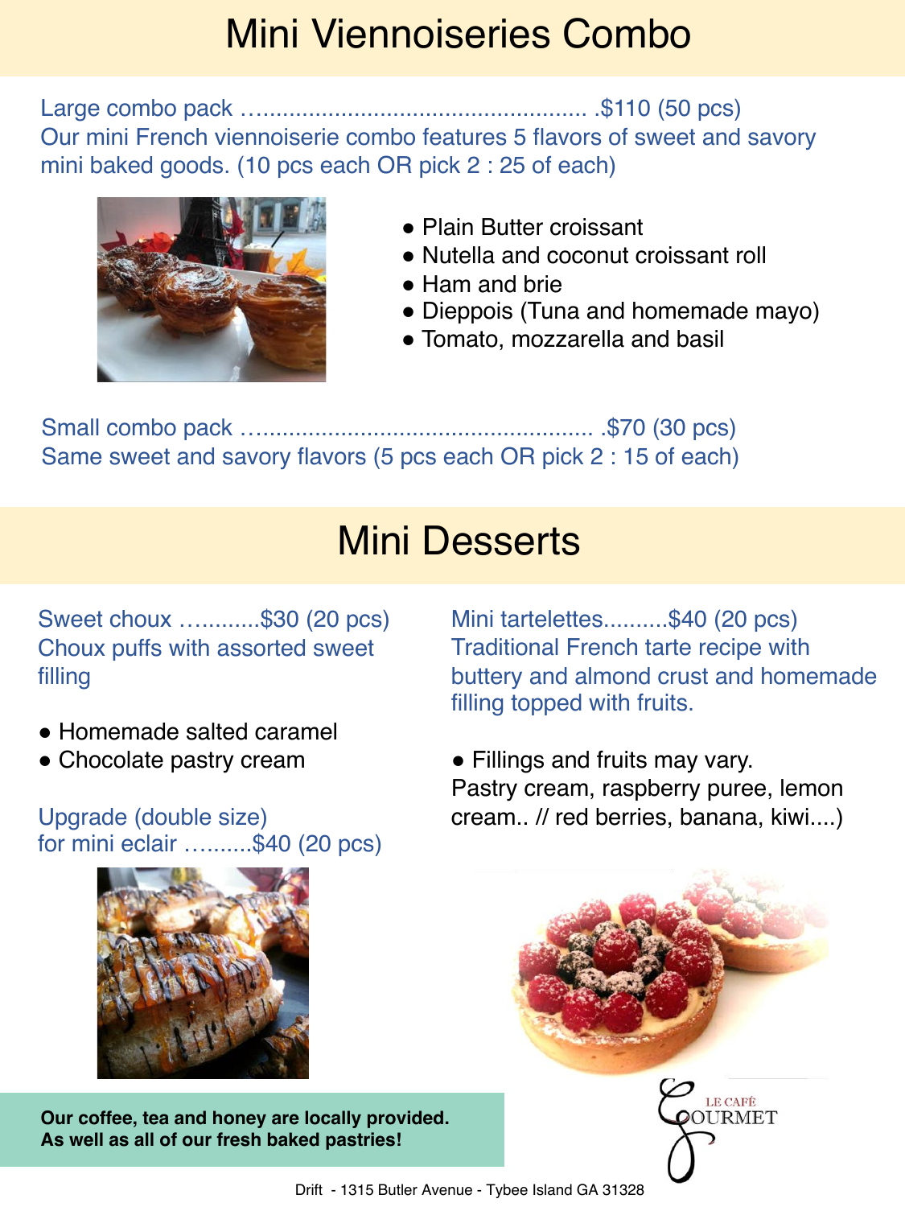# Mini Viennoiseries Combo

Large combo pack ..................................................... .$110 (50 pcs)
Our mini French viennoiserie combo features 5 flavors of sweet and savory mini baked goods. (10 pcs each OR pick 2 : 25 of each)

- Plain Butter croissant
- Nutella and coconut croissant roll
- Ham and brie
- Dieppois (Tuna and homemade mayo)
- Tomato, mozzarella and basil

Small combo pack ..................................................... .$70 (30 pcs)
Same sweet and savory flavors (5 pcs each OR pick 2 : 15 of each)

# Mini Desserts

Sweet choux ............$30 (20 pcs)
Choux puffs with assorted sweet filling

- Homemade salted caramel
- Chocolate pastry cream

Upgrade (double size)
for mini eclair ..........$40 (20 pcs)

Mini tartelettes..........$40 (20 pcs)
Traditional French tarte recipe with buttery and almond crust and homemade filling topped with fruits.

- Fillings and fruits may vary.

Pastry cream, raspberry puree, lemon cream.. // red berries, banana, kiwi....)

**Our coffee, tea and honey are locally provided.**
**As well as all of our fresh baked pastries!**

LE CAFÉ GOURMET

Drift - 1315 Butler Avenue - Tybee Island GA 31328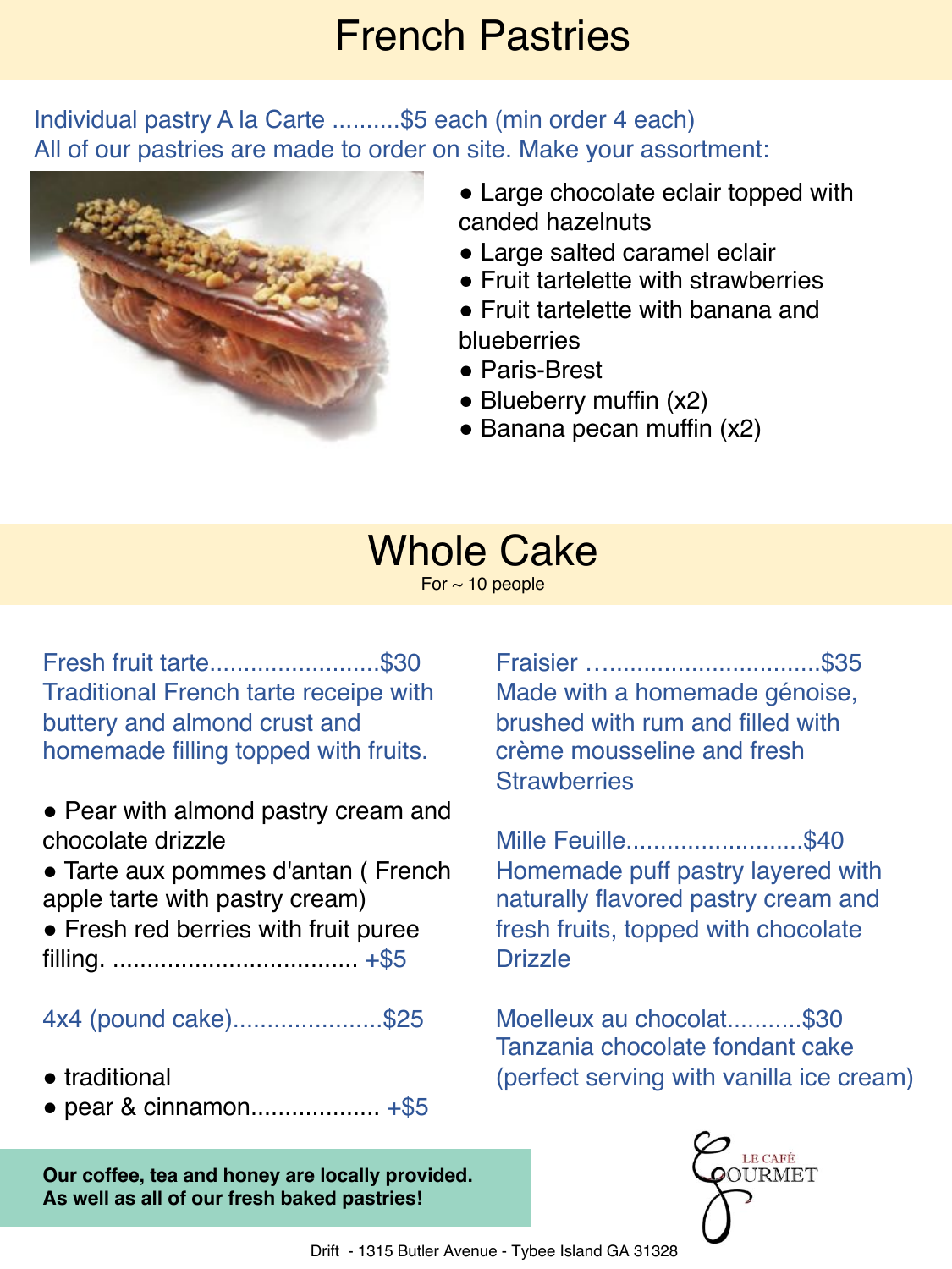# French Pastries

Individual pastry A la Carte ..........$5 each (min order 4 each)
All of our pastries are made to order on site. Make your assortment:

- Large chocolate eclair topped with canded hazelnuts
- Large salted caramel eclair
- Fruit tartelette with strawberries
- Fruit tartelette with banana and blueberries
- Paris-Brest
- Blueberry muffin (x2)
- Banana pecan muffin (x2)

# Whole Cake

For ~ 10 people

Fresh fruit tarte.........................$30
Traditional French tarte receipe with buttery and almond crust and homemade filling topped with fruits.

- Pear with almond pastry cream and chocolate drizzle
- Tarte aux pommes d'antan ( French apple tarte with pastry cream)
- Fresh red berries with fruit puree filling. .................................... +$5

4x4 (pound cake)......................$25

- traditional
- pear & cinnamon................... +$5

Fraisier .................................$35
Made with a homemade génoise, brushed with rum and filled with crème mousseline and fresh Strawberries

Mille Feuille..........................$40
Homemade puff pastry layered with naturally flavored pastry cream and fresh fruits, topped with chocolate Drizzle

Moelleux au chocolat...........$30
Tanzania chocolate fondant cake (perfect serving with vanilla ice cream)

**Our coffee, tea and honey are locally provided.**
**As well as all of our fresh baked pastries!**

LE CAFÉ GOURMET

Drift - 1315 Butler Avenue - Tybee Island GA 31328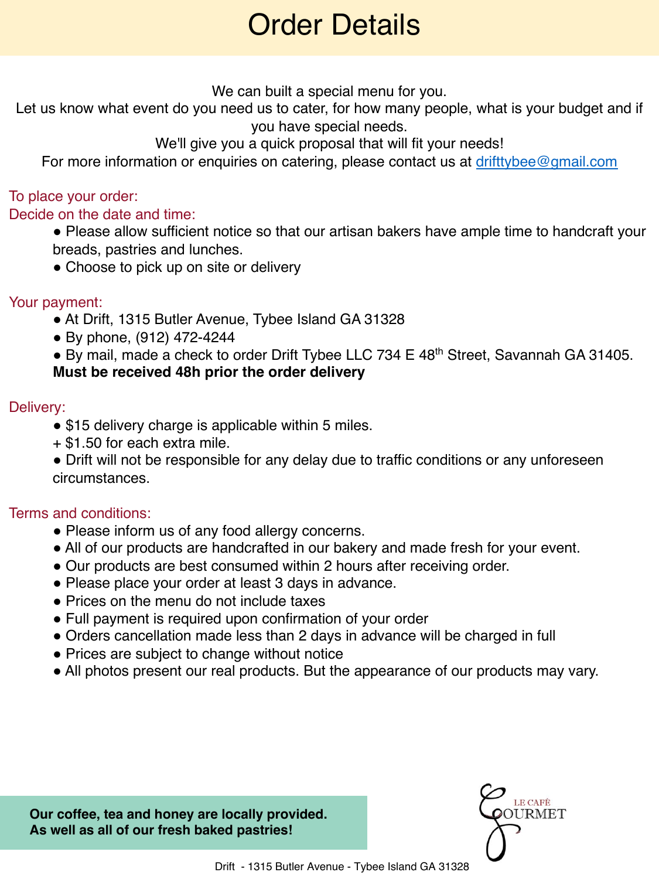# Order Details

We can built a special menu for you.
Let us know what event do you need us to cater, for how many people, what is your budget and if you have special needs.
We'll give you a quick proposal that will fit your needs!
For more information or enquiries on catering, please contact us at drifttybee@gmail.com

To place your order:

Decide on the date and time:

- Please allow sufficient notice so that our artisan bakers have ample time to handcraft your breads, pastries and lunches.
- Choose to pick up on site or delivery

Your payment:

- At Drift, 1315 Butler Avenue, Tybee Island GA 31328
- By phone, (912) 472-4244
- By mail, made a check to order Drift Tybee LLC 734 E 48th Street, Savannah GA 31405.

**Must be received 48h prior the order delivery**

Delivery:

- $15 delivery charge is applicable within 5 miles.
  + $1.50 for each extra mile.
- Drift will not be responsible for any delay due to traffic conditions or any unforeseen circumstances.

Terms and conditions:

- Please inform us of any food allergy concerns.
- All of our products are handcrafted in our bakery and made fresh for your event.
- Our products are best consumed within 2 hours after receiving order.
- Please place your order at least 3 days in advance.
- Prices on the menu do not include taxes
- Full payment is required upon confirmation of your order
- Orders cancellation made less than 2 days in advance will be charged in full
- Prices are subject to change without notice
- All photos present our real products. But the appearance of our products may vary.

**Our coffee, tea and honey are locally provided.**
**As well as all of our fresh baked pastries!**

LE CAFÉ GOURMET

Drift - 1315 Butler Avenue - Tybee Island GA 31328